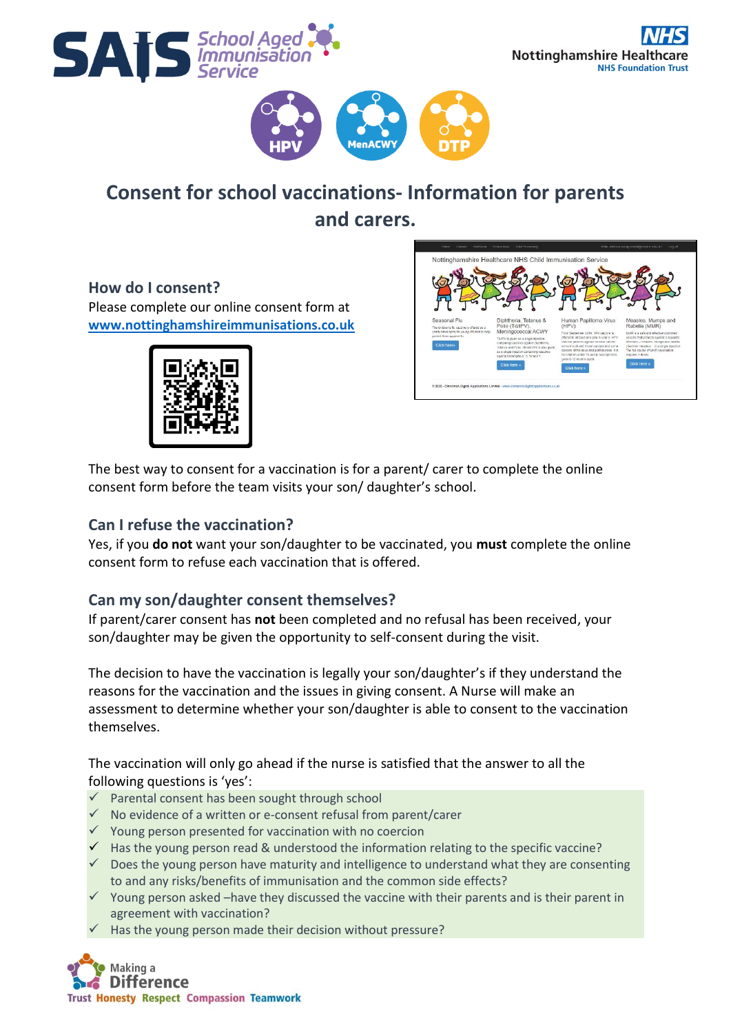# Consent for school vaccinations- Information for parents and carers.

## How do I consent?

Please complete our online consent form at **www.nottinghamshireimmunisations.co.uk**

The best way to consent for a vaccination is for a parent/ carer to complete the online consent form before the team visits your son/ daughter's school.

## Can I refuse the vaccination?

Yes, if you **do not** want your son/daughter to be vaccinated, you **must** complete the online consent form to refuse each vaccination that is offered.

## Can my son/daughter consent themselves?

If parent/carer consent has **not** been completed and no refusal has been received, your son/daughter may be given the opportunity to self-consent during the visit.

The decision to have the vaccination is legally your son/daughter's if they understand the reasons for the vaccination and the issues in giving consent. A Nurse will make an assessment to determine whether your son/daughter is able to consent to the vaccination themselves.

The vaccination will only go ahead if the nurse is satisfied that the answer to all the following questions is 'yes':

- ✓ Parental consent has been sought through school
- ✓ No evidence of a written or e-consent refusal from parent/carer
- ✓ Young person presented for vaccination with no coercion
- ✓ Has the young person read & understood the information relating to the specific vaccine?
- ✓ Does the young person have maturity and intelligence to understand what they are consenting to and any risks/benefits of immunisation and the common side effects?
- ✓ Young person asked –have they discussed the vaccine with their parents and is their parent in agreement with vaccination?
- ✓ Has the young person made their decision without pressure?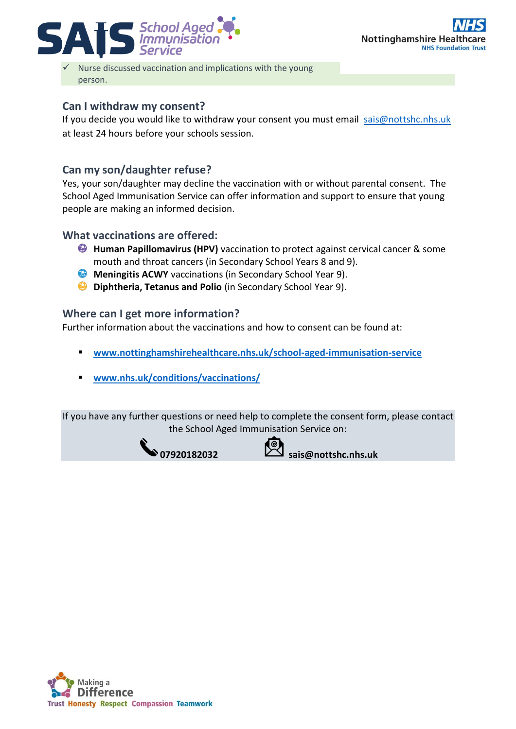✓ Nurse discussed vaccination and implications with the young person.

## Can I withdraw my consent?

If you decide you would like to withdraw your consent you must email sais@nottshc.nhs.uk at least 24 hours before your schools session.

## Can my son/daughter refuse?

Yes, your son/daughter may decline the vaccination with or without parental consent. The School Aged Immunisation Service can offer information and support to ensure that young people are making an informed decision.

## What vaccinations are offered:

- **Human Papillomavirus (HPV)** vaccination to protect against cervical cancer & some mouth and throat cancers (in Secondary School Years 8 and 9).
- **Meningitis ACWY** vaccinations (in Secondary School Year 9).
- **Diphtheria, Tetanus and Polio** (in Secondary School Year 9).

## Where can I get more information?

Further information about the vaccinations and how to consent can be found at:

- **www.nottinghamshirehealthcare.nhs.uk/school-aged-immunisation-service**
- **www.nhs.uk/conditions/vaccinations/**

If you have any further questions or need help to complete the consent form, please contact the School Aged Immunisation Service on:

**07920182032** **sais@nottshc.nhs.uk**